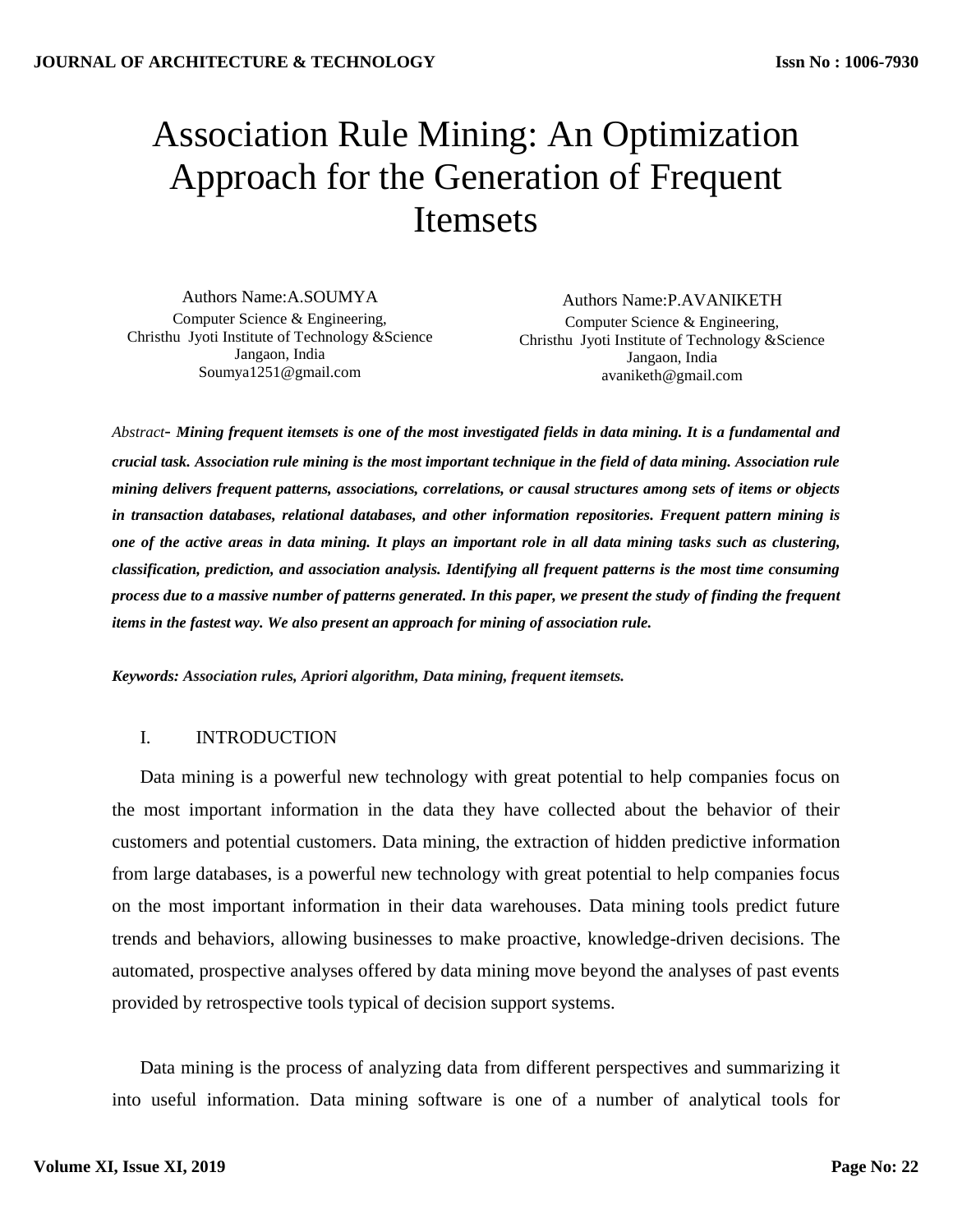# Association Rule Mining: An Optimization Approach for the Generation of Frequent Itemsets

Authors Name:A.SOUMYA
Computer Science & Engineering,
Christhu Jyoti Institute of Technology &Science
Jangaon, India
Soumya1251@gmail.com

Authors Name:P.AVANIKETH
Computer Science & Engineering,
Christhu Jyoti Institute of Technology &Science
Jangaon, India
avaniketh@gmail.com

*Abstract*- ***Mining frequent itemsets is one of the most investigated fields in data mining. It is a fundamental and crucial task. Association rule mining is the most important technique in the field of data mining. Association rule mining delivers frequent patterns, associations, correlations, or causal structures among sets of items or objects in transaction databases, relational databases, and other information repositories. Frequent pattern mining is one of the active areas in data mining. It plays an important role in all data mining tasks such as clustering, classification, prediction, and association analysis. Identifying all frequent patterns is the most time consuming process due to a massive number of patterns generated. In this paper, we present the study of finding the frequent items in the fastest way. We also present an approach for mining of association rule.***

***Keywords: Association rules, Apriori algorithm, Data mining, frequent itemsets.***

## I. INTRODUCTION

Data mining is a powerful new technology with great potential to help companies focus on the most important information in the data they have collected about the behavior of their customers and potential customers. Data mining, the extraction of hidden predictive information from large databases, is a powerful new technology with great potential to help companies focus on the most important information in their data warehouses. Data mining tools predict future trends and behaviors, allowing businesses to make proactive, knowledge-driven decisions. The automated, prospective analyses offered by data mining move beyond the analyses of past events provided by retrospective tools typical of decision support systems.

Data mining is the process of analyzing data from different perspectives and summarizing it into useful information. Data mining software is one of a number of analytical tools for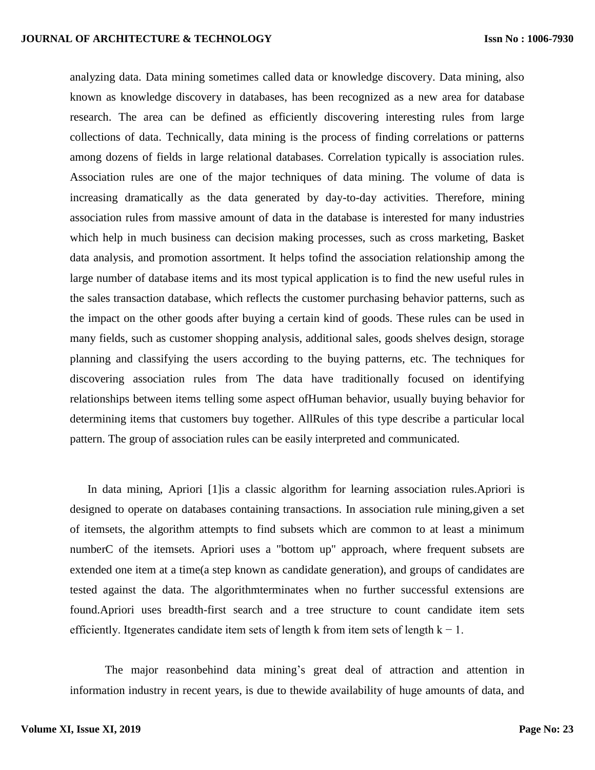analyzing data. Data mining sometimes called data or knowledge discovery. Data mining, also known as knowledge discovery in databases, has been recognized as a new area for database research. The area can be defined as efficiently discovering interesting rules from large collections of data. Technically, data mining is the process of finding correlations or patterns among dozens of fields in large relational databases. Correlation typically is association rules. Association rules are one of the major techniques of data mining. The volume of data is increasing dramatically as the data generated by day-to-day activities. Therefore, mining association rules from massive amount of data in the database is interested for many industries which help in much business can decision making processes, such as cross marketing, Basket data analysis, and promotion assortment. It helps tofind the association relationship among the large number of database items and its most typical application is to find the new useful rules in the sales transaction database, which reflects the customer purchasing behavior patterns, such as the impact on the other goods after buying a certain kind of goods. These rules can be used in many fields, such as customer shopping analysis, additional sales, goods shelves design, storage planning and classifying the users according to the buying patterns, etc. The techniques for discovering association rules from The data have traditionally focused on identifying relationships between items telling some aspect ofHuman behavior, usually buying behavior for determining items that customers buy together. AllRules of this type describe a particular local pattern. The group of association rules can be easily interpreted and communicated.

In data mining, Apriori [1]is a classic algorithm for learning association rules.Apriori is designed to operate on databases containing transactions. In association rule mining,given a set of itemsets, the algorithm attempts to find subsets which are common to at least a minimum numberC of the itemsets. Apriori uses a "bottom up" approach, where frequent subsets are extended one item at a time(a step known as candidate generation), and groups of candidates are tested against the data. The algorithmterminates when no further successful extensions are found.Apriori uses breadth-first search and a tree structure to count candidate item sets efficiently. Itgenerates candidate item sets of length k from item sets of length $k - 1$.

The major reasonbehind data mining's great deal of attraction and attention in information industry in recent years, is due to thewide availability of huge amounts of data, and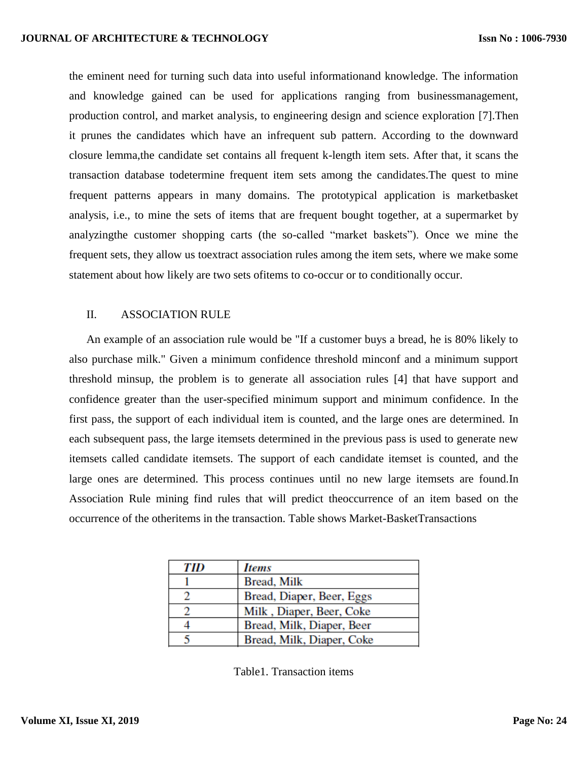the eminent need for turning such data into useful informationand knowledge. The information and knowledge gained can be used for applications ranging from businessmanagement, production control, and market analysis, to engineering design and science exploration [7].Then it prunes the candidates which have an infrequent sub pattern. According to the downward closure lemma,the candidate set contains all frequent k-length item sets. After that, it scans the transaction database todetermine frequent item sets among the candidates.The quest to mine frequent patterns appears in many domains. The prototypical application is marketbasket analysis, i.e., to mine the sets of items that are frequent bought together, at a supermarket by analyzingthe customer shopping carts (the so-called "market baskets"). Once we mine the frequent sets, they allow us toextract association rules among the item sets, where we make some statement about how likely are two sets ofitems to co-occur or to conditionally occur.

## II. ASSOCIATION RULE

An example of an association rule would be "If a customer buys a bread, he is 80% likely to also purchase milk." Given a minimum confidence threshold minconf and a minimum support threshold minsup, the problem is to generate all association rules [4] that have support and confidence greater than the user-specified minimum support and minimum confidence. In the first pass, the support of each individual item is counted, and the large ones are determined. In each subsequent pass, the large itemsets determined in the previous pass is used to generate new itemsets called candidate itemsets. The support of each candidate itemset is counted, and the large ones are determined. This process continues until no new large itemsets are found.In Association Rule mining find rules that will predict theoccurrence of an item based on the occurrence of the otheritems in the transaction. Table shows Market-BasketTransactions

| *TID* | *Items* |
|---|---|
| 1 | Bread, Milk |
| 2 | Bread, Diaper, Beer, Eggs |
| 2 | Milk , Diaper, Beer, Coke |
| 4 | Bread, Milk, Diaper, Beer |
| 5 | Bread, Milk, Diaper, Coke |

Table1. Transaction items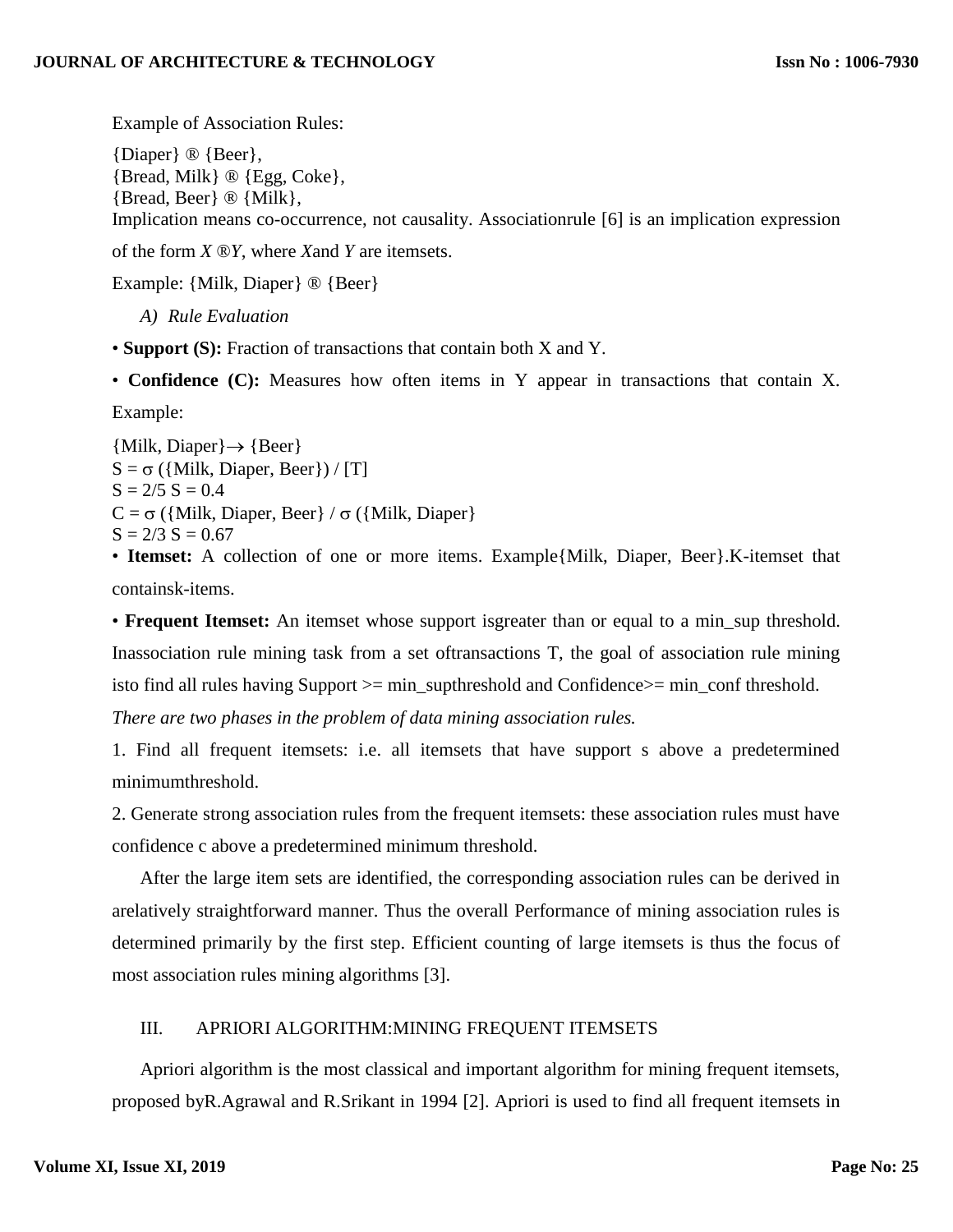Example of Association Rules:

{Diaper} ® {Beer},
{Bread, Milk} ® {Egg, Coke},
{Bread, Beer} ® {Milk},
Implication means co-occurrence, not causality. Associationrule [6] is an implication expression of the form *X* ®*Y*, where *X*and *Y* are itemsets.

Example: {Milk, Diaper} ® {Beer}

*A) Rule Evaluation*

• **Support (S):** Fraction of transactions that contain both X and Y.

• **Confidence (C):** Measures how often items in Y appear in transactions that contain X. Example:

{Milk, Diaper}$\rightarrow$ {Beer}
S = $\sigma$ ({Milk, Diaper, Beer}) / [T]
S = 2/5 S = 0.4
C = $\sigma$ ({Milk, Diaper, Beer} / $\sigma$ ({Milk, Diaper}
S = 2/3 S = 0.67

• **Itemset:** A collection of one or more items. Example{Milk, Diaper, Beer}.K-itemset that containsk-items.

• **Frequent Itemset:** An itemset whose support isgreater than or equal to a min_sup threshold. Inassociation rule mining task from a set oftransactions T, the goal of association rule mining isto find all rules having Support >= min_supthreshold and Confidence>= min_conf threshold.

*There are two phases in the problem of data mining association rules.*

1. Find all frequent itemsets: i.e. all itemsets that have support s above a predetermined minimumthreshold.

2. Generate strong association rules from the frequent itemsets: these association rules must have confidence c above a predetermined minimum threshold.

After the large item sets are identified, the corresponding association rules can be derived in arelatively straightforward manner. Thus the overall Performance of mining association rules is determined primarily by the first step. Efficient counting of large itemsets is thus the focus of most association rules mining algorithms [3].

## III. APRIORI ALGORITHM:MINING FREQUENT ITEMSETS

Apriori algorithm is the most classical and important algorithm for mining frequent itemsets, proposed byR.Agrawal and R.Srikant in 1994 [2]. Apriori is used to find all frequent itemsets in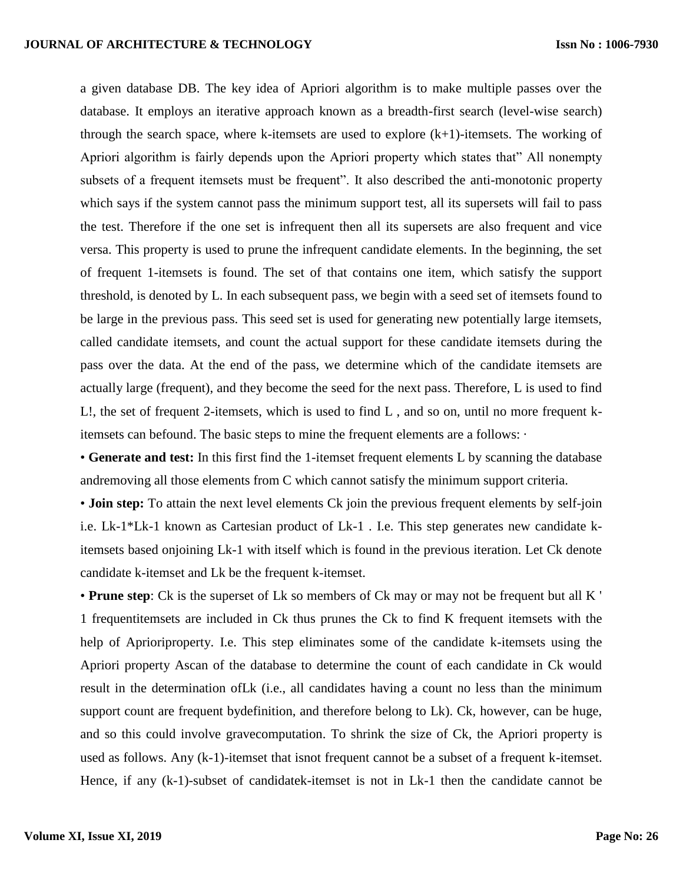a given database DB. The key idea of Apriori algorithm is to make multiple passes over the database. It employs an iterative approach known as a breadth-first search (level-wise search) through the search space, where k-itemsets are used to explore (k+1)-itemsets. The working of Apriori algorithm is fairly depends upon the Apriori property which states that" All nonempty subsets of a frequent itemsets must be frequent". It also described the anti-monotonic property which says if the system cannot pass the minimum support test, all its supersets will fail to pass the test. Therefore if the one set is infrequent then all its supersets are also frequent and vice versa. This property is used to prune the infrequent candidate elements. In the beginning, the set of frequent 1-itemsets is found. The set of that contains one item, which satisfy the support threshold, is denoted by L. In each subsequent pass, we begin with a seed set of itemsets found to be large in the previous pass. This seed set is used for generating new potentially large itemsets, called candidate itemsets, and count the actual support for these candidate itemsets during the pass over the data. At the end of the pass, we determine which of the candidate itemsets are actually large (frequent), and they become the seed for the next pass. Therefore, L is used to find L!, the set of frequent 2-itemsets, which is used to find L , and so on, until no more frequent k-itemsets can befound. The basic steps to mine the frequent elements are a follows: ·

- **Generate and test:** In this first find the 1-itemset frequent elements L by scanning the database andremoving all those elements from C which cannot satisfy the minimum support criteria.
- **Join step:** To attain the next level elements Ck join the previous frequent elements by self-join i.e. Lk-1*Lk-1 known as Cartesian product of Lk-1 . I.e. This step generates new candidate k-itemsets based onjoining Lk-1 with itself which is found in the previous iteration. Let Ck denote candidate k-itemset and Lk be the frequent k-itemset.
- **Prune step**: Ck is the superset of Lk so members of Ck may or may not be frequent but all K ' 1 frequentitemsets are included in Ck thus prunes the Ck to find K frequent itemsets with the help of Aprioriproperty. I.e. This step eliminates some of the candidate k-itemsets using the Apriori property Ascan of the database to determine the count of each candidate in Ck would result in the determination ofLk (i.e., all candidates having a count no less than the minimum support count are frequent bydefinition, and therefore belong to Lk). Ck, however, can be huge, and so this could involve gravecomputation. To shrink the size of Ck, the Apriori property is used as follows. Any (k-1)-itemset that isnot frequent cannot be a subset of a frequent k-itemset. Hence, if any (k-1)-subset of candidatek-itemset is not in Lk-1 then the candidate cannot be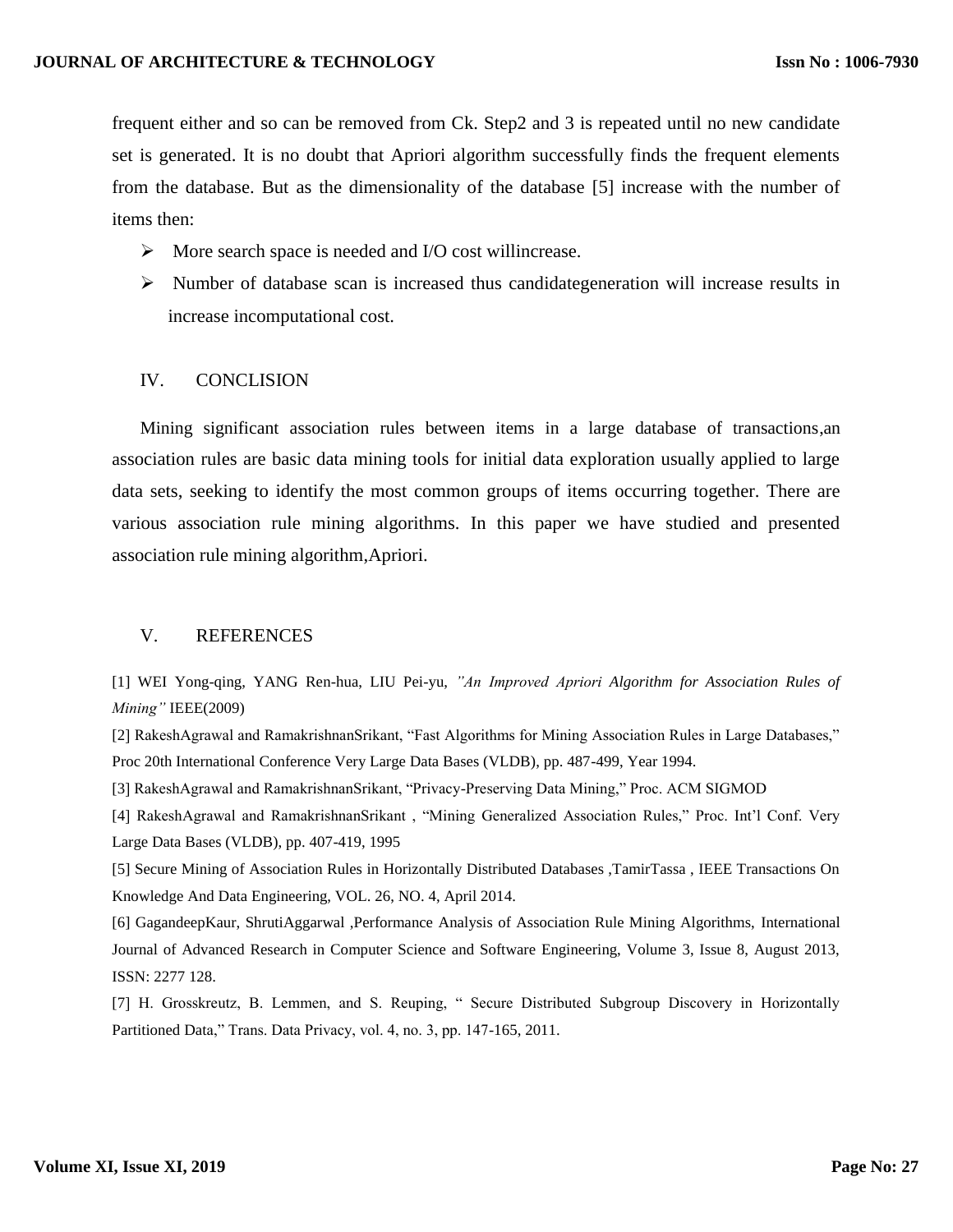frequent either and so can be removed from Ck. Step2 and 3 is repeated until no new candidate set is generated. It is no doubt that Apriori algorithm successfully finds the frequent elements from the database. But as the dimensionality of the database [5] increase with the number of items then:

- More search space is needed and I/O cost willincrease.
- Number of database scan is increased thus candidategeneration will increase results in increase incomputational cost.

## IV. CONCLISION

Mining significant association rules between items in a large database of transactions,an association rules are basic data mining tools for initial data exploration usually applied to large data sets, seeking to identify the most common groups of items occurring together. There are various association rule mining algorithms. In this paper we have studied and presented association rule mining algorithm,Apriori.

## V. REFERENCES

[1] WEI Yong-qing, YANG Ren-hua, LIU Pei-yu, *"An Improved Apriori Algorithm for Association Rules of Mining"* IEEE(2009)

[2] RakeshAgrawal and RamakrishnanSrikant, "Fast Algorithms for Mining Association Rules in Large Databases," Proc 20th International Conference Very Large Data Bases (VLDB), pp. 487-499, Year 1994.

[3] RakeshAgrawal and RamakrishnanSrikant, "Privacy-Preserving Data Mining," Proc. ACM SIGMOD

[4] RakeshAgrawal and RamakrishnanSrikant , "Mining Generalized Association Rules," Proc. Int'l Conf. Very Large Data Bases (VLDB), pp. 407-419, 1995

[5] Secure Mining of Association Rules in Horizontally Distributed Databases ,TamirTassa , IEEE Transactions On Knowledge And Data Engineering, VOL. 26, NO. 4, April 2014.

[6] GagandeepKaur, ShrutiAggarwal ,Performance Analysis of Association Rule Mining Algorithms, International Journal of Advanced Research in Computer Science and Software Engineering, Volume 3, Issue 8, August 2013, ISSN: 2277 128.

[7] H. Grosskreutz, B. Lemmen, and S. Reuping, " Secure Distributed Subgroup Discovery in Horizontally Partitioned Data," Trans. Data Privacy, vol. 4, no. 3, pp. 147-165, 2011.